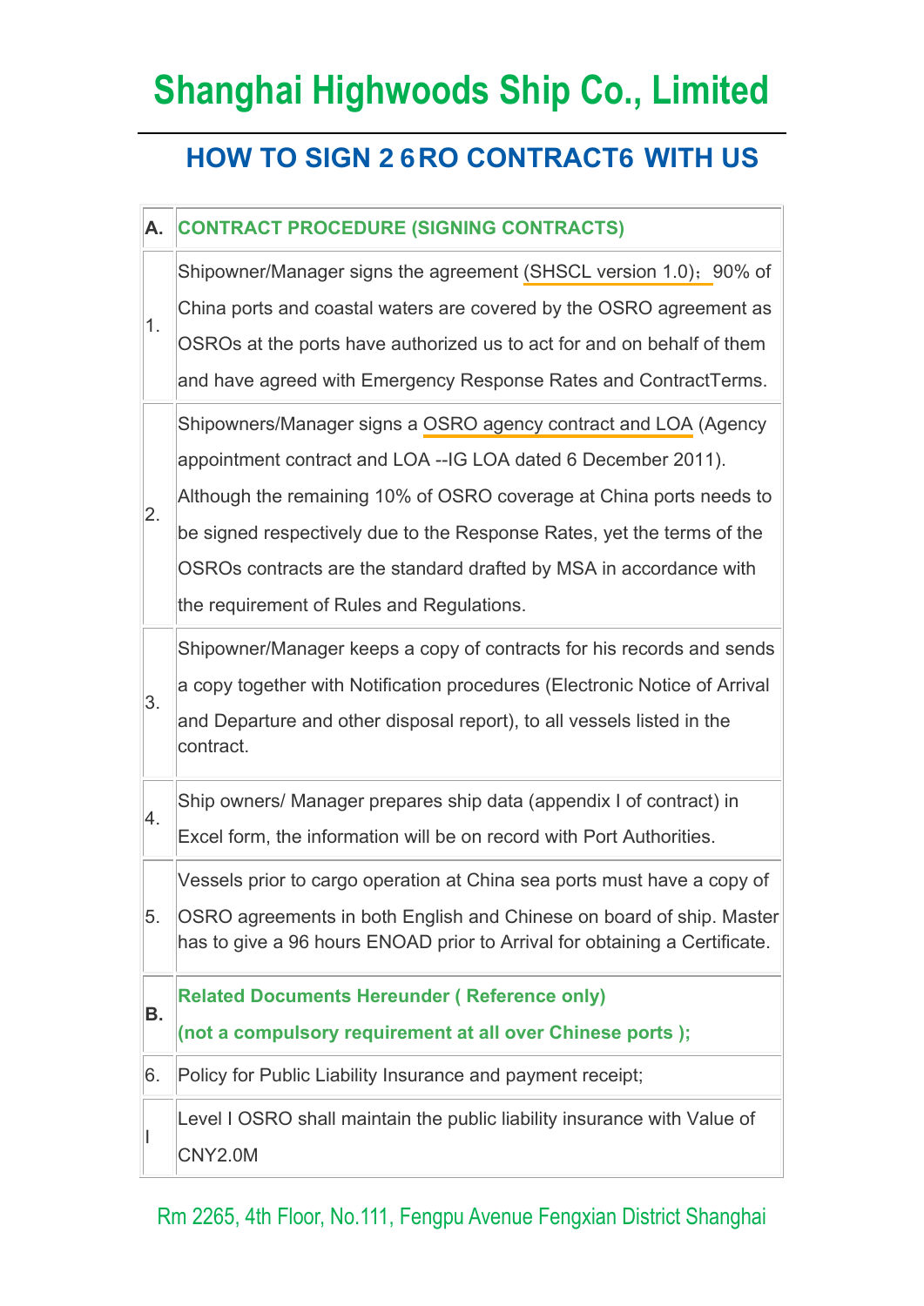# Shanghai Highwoods Ship Co., Limited

## HOW TO SIGN 2 6RO CONTRACT6 WITH US

| A. | CONTRACT PROCEDURE (SIGNING CONTRACTS) |
|---|---|
| 1. | Shipowner/Manager signs the agreement (SHSCL version 1.0)；90% of China ports and coastal waters are covered by the OSRO agreement as OSROs at the ports have authorized us to act for and on behalf of them and have agreed with Emergency Response Rates and ContractTerms. |
| 2. | Shipowners/Manager signs a OSRO agency contract and LOA (Agency appointment contract and LOA --IG LOA dated 6 December 2011). Although the remaining 10% of OSRO coverage at China ports needs to be signed respectively due to the Response Rates, yet the terms of the OSROs contracts are the standard drafted by MSA in accordance with the requirement of Rules and Regulations. |
| 3. | Shipowner/Manager keeps a copy of contracts for his records and sends a copy together with Notification procedures (Electronic Notice of Arrival and Departure and other disposal report), to all vessels listed in the contract. |
| 4. | Ship owners/ Manager prepares ship data (appendix I of contract) in Excel form, the information will be on record with Port Authorities. |
| 5. | Vessels prior to cargo operation at China sea ports must have a copy of OSRO agreements in both English and Chinese on board of ship. Master has to give a 96 hours ENOAD prior to Arrival for obtaining a Certificate. |
| B. | Related Documents Hereunder ( Reference only) (not a compulsory requirement at all over Chinese ports ); |
| 6. | Policy for Public Liability Insurance and payment receipt; |
| I | Level I OSRO shall maintain the public liability insurance with Value of CNY2.0M |

Rm 2265, 4th Floor, No.111, Fengpu Avenue Fengxian District Shanghai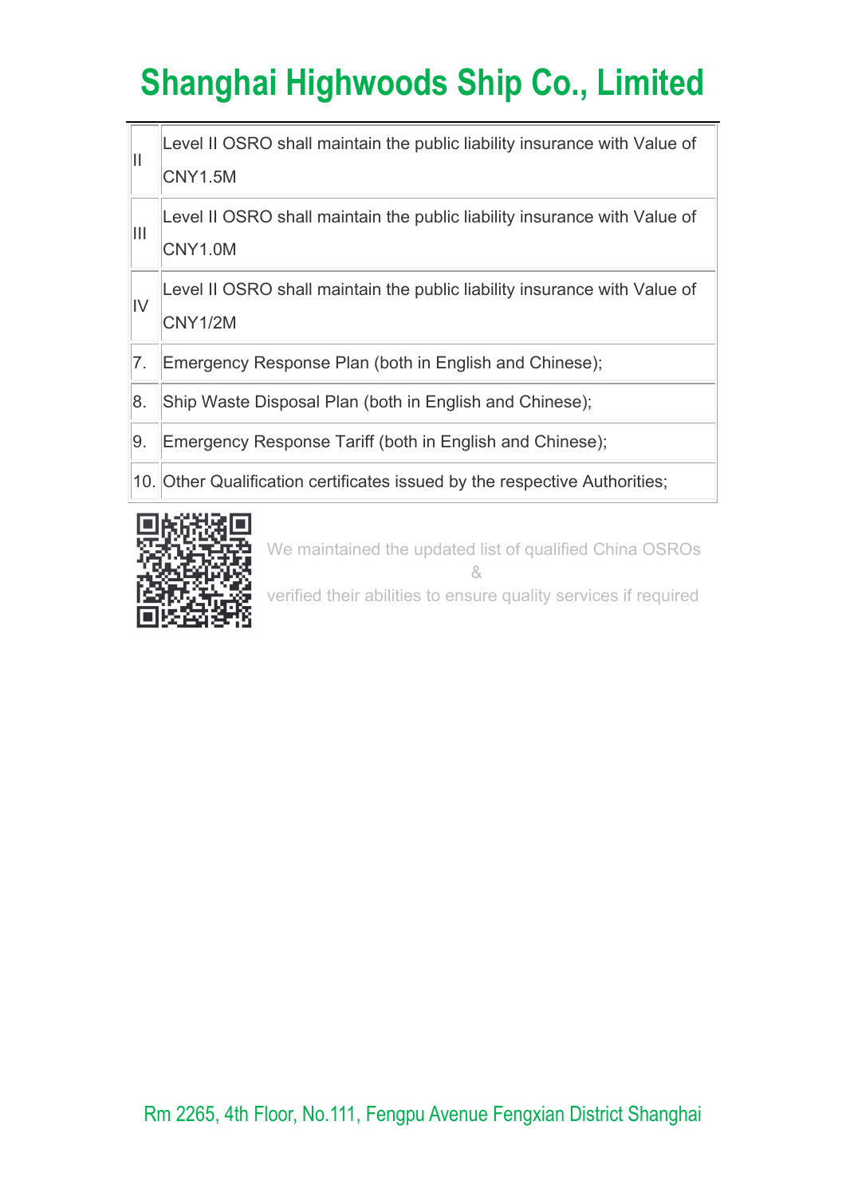# Shanghai Highwoods Ship Co., Limited

| | |
|---|---|
| II | Level II OSRO shall maintain the public liability insurance with Value of CNY1.5M |
| III | Level II OSRO shall maintain the public liability insurance with Value of CNY1.0M |
| IV | Level II OSRO shall maintain the public liability insurance with Value of CNY1/2M |
| 7. | Emergency Response Plan (both in English and Chinese); |
| 8. | Ship Waste Disposal Plan (both in English and Chinese); |
| 9. | Emergency Response Tariff (both in English and Chinese); |
| 10. | Other Qualification certificates issued by the respective Authorities; |

We maintained the updated list of qualified China OSROs

&

verified their abilities to ensure quality services if required

Rm 2265, 4th Floor, No.111, Fengpu Avenue Fengxian District Shanghai